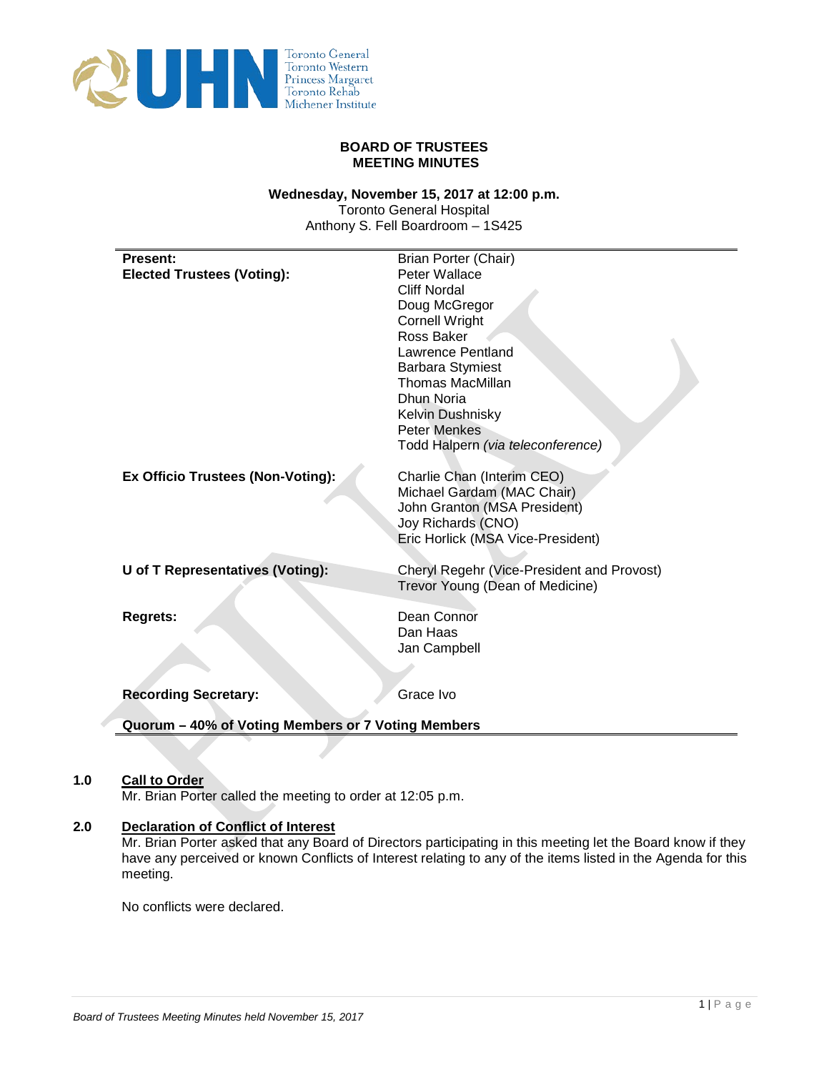# BOARD OF TRUSTEES
# MEETING MINUTES

**Wednesday, November 15, 2017 at 12:00 p.m.**
Toronto General Hospital
Anthony S. Fell Boardroom – 1S425

| **Present:** | Brian Porter (Chair) |
|---|---|
| **Elected Trustees (Voting):** | Peter Wallace<br>Cliff Nordal<br>Doug McGregor<br>Cornell Wright<br>Ross Baker<br>Lawrence Pentland<br>Barbara Stymiest<br>Thomas MacMillan<br>Dhun Noria<br>Kelvin Dushnisky<br>Peter Menkes<br>Todd Halpern *(via teleconference)* |
| **Ex Officio Trustees (Non-Voting):** | Charlie Chan (Interim CEO)<br>Michael Gardam (MAC Chair)<br>John Granton (MSA President)<br>Joy Richards (CNO)<br>Eric Horlick (MSA Vice-President) |
| **U of T Representatives (Voting):** | Cheryl Regehr (Vice-President and Provost)<br>Trevor Young (Dean of Medicine) |
| **Regrets:** | Dean Connor<br>Dan Haas<br>Jan Campbell |
| **Recording Secretary:** | Grace Ivo |
| **Quorum – 40% of Voting Members or 7 Voting Members** | |

## 1.0 Call to Order

Mr. Brian Porter called the meeting to order at 12:05 p.m.

## 2.0 Declaration of Conflict of Interest

Mr. Brian Porter asked that any Board of Directors participating in this meeting let the Board know if they have any perceived or known Conflicts of Interest relating to any of the items listed in the Agenda for this meeting.

No conflicts were declared.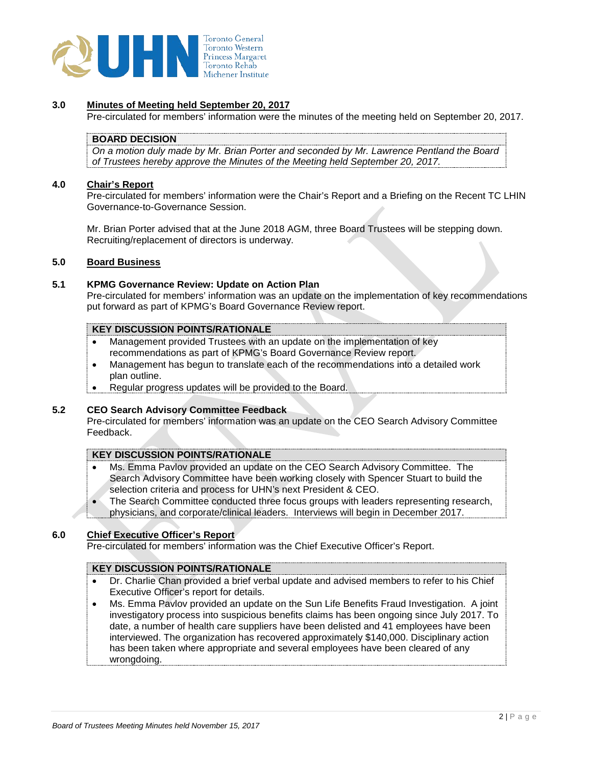### 3.0 Minutes of Meeting held September 20, 2017

Pre-circulated for members' information were the minutes of the meeting held on September 20, 2017.

**BOARD DECISION**

*On a motion duly made by Mr. Brian Porter and seconded by Mr. Lawrence Pentland the Board of Trustees hereby approve the Minutes of the Meeting held September 20, 2017.*

### 4.0 Chair's Report

Pre-circulated for members' information were the Chair's Report and a Briefing on the Recent TC LHIN Governance-to-Governance Session.

Mr. Brian Porter advised that at the June 2018 AGM, three Board Trustees will be stepping down. Recruiting/replacement of directors is underway.

### 5.0 Board Business

### 5.1 KPMG Governance Review: Update on Action Plan

Pre-circulated for members' information was an update on the implementation of key recommendations put forward as part of KPMG's Board Governance Review report.

**KEY DISCUSSION POINTS/RATIONALE**

- Management provided Trustees with an update on the implementation of key recommendations as part of KPMG's Board Governance Review report.
- Management has begun to translate each of the recommendations into a detailed work plan outline.
- Regular progress updates will be provided to the Board.

### 5.2 CEO Search Advisory Committee Feedback

Pre-circulated for members' information was an update on the CEO Search Advisory Committee Feedback.

**KEY DISCUSSION POINTS/RATIONALE**

- Ms. Emma Pavlov provided an update on the CEO Search Advisory Committee. The Search Advisory Committee have been working closely with Spencer Stuart to build the selection criteria and process for UHN's next President & CEO.
- The Search Committee conducted three focus groups with leaders representing research, physicians, and corporate/clinical leaders. Interviews will begin in December 2017.

### 6.0 Chief Executive Officer's Report

Pre-circulated for members' information was the Chief Executive Officer's Report.

**KEY DISCUSSION POINTS/RATIONALE**

- Dr. Charlie Chan provided a brief verbal update and advised members to refer to his Chief Executive Officer's report for details.
- Ms. Emma Pavlov provided an update on the Sun Life Benefits Fraud Investigation. A joint investigatory process into suspicious benefits claims has been ongoing since July 2017. To date, a number of health care suppliers have been delisted and 41 employees have been interviewed. The organization has recovered approximately $140,000. Disciplinary action has been taken where appropriate and several employees have been cleared of any wrongdoing.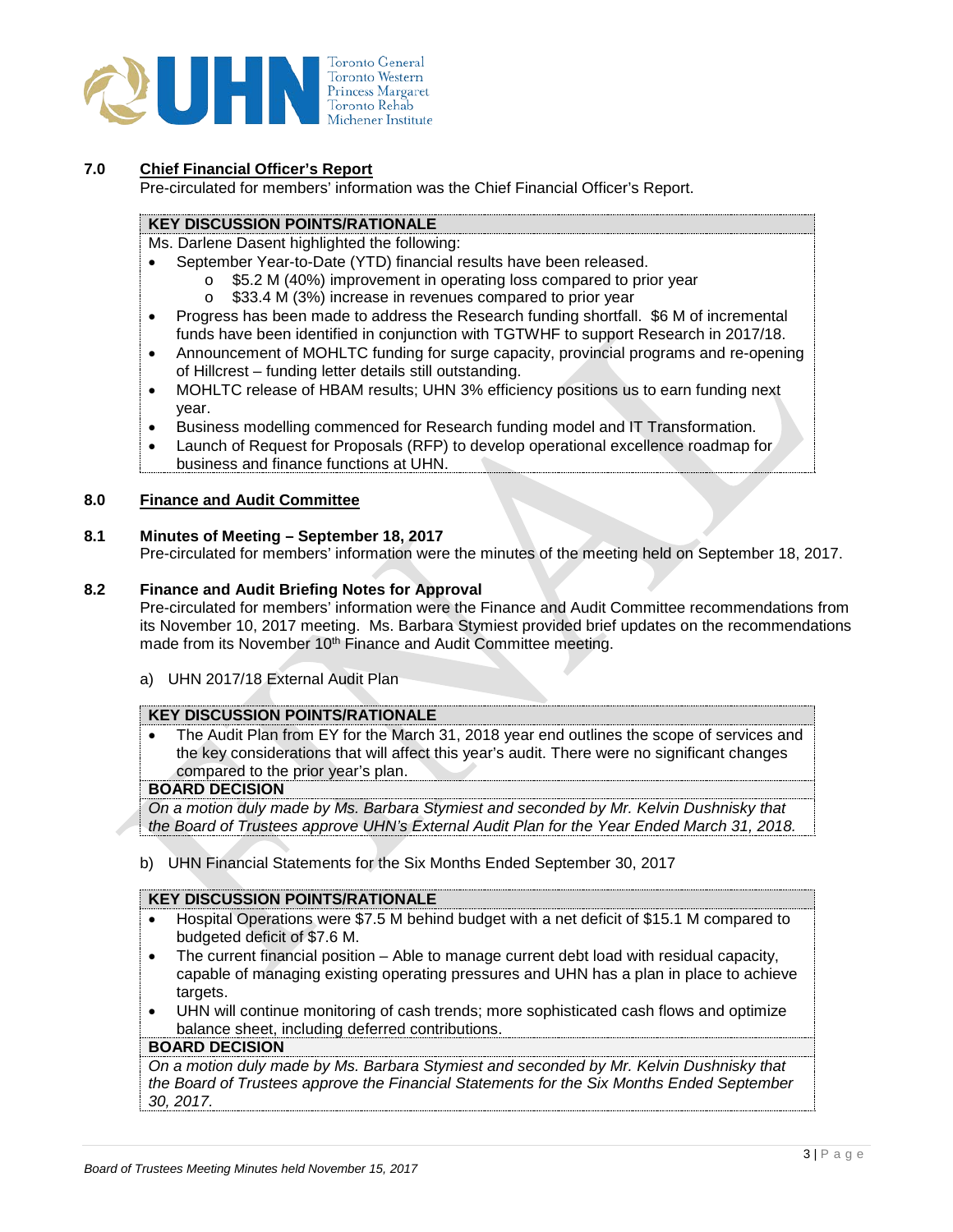## 7.0 Chief Financial Officer's Report

Pre-circulated for members' information was the Chief Financial Officer's Report.

**KEY DISCUSSION POINTS/RATIONALE**

Ms. Darlene Dasent highlighted the following:

- September Year-to-Date (YTD) financial results have been released.
  - $5.2 M (40%) improvement in operating loss compared to prior year
  - $33.4 M (3%) increase in revenues compared to prior year
- Progress has been made to address the Research funding shortfall. $6 M of incremental funds have been identified in conjunction with TGTWHF to support Research in 2017/18.
- Announcement of MOHLTC funding for surge capacity, provincial programs and re-opening of Hillcrest – funding letter details still outstanding.
- MOHLTC release of HBAM results; UHN 3% efficiency positions us to earn funding next year.
- Business modelling commenced for Research funding model and IT Transformation.
- Launch of Request for Proposals (RFP) to develop operational excellence roadmap for business and finance functions at UHN.

## 8.0 Finance and Audit Committee

### 8.1 Minutes of Meeting – September 18, 2017

Pre-circulated for members' information were the minutes of the meeting held on September 18, 2017.

### 8.2 Finance and Audit Briefing Notes for Approval

Pre-circulated for members' information were the Finance and Audit Committee recommendations from its November 10, 2017 meeting. Ms. Barbara Stymiest provided brief updates on the recommendations made from its November 10th Finance and Audit Committee meeting.

a) UHN 2017/18 External Audit Plan

**KEY DISCUSSION POINTS/RATIONALE**

- The Audit Plan from EY for the March 31, 2018 year end outlines the scope of services and the key considerations that will affect this year's audit. There were no significant changes compared to the prior year's plan.

**BOARD DECISION**

*On a motion duly made by Ms. Barbara Stymiest and seconded by Mr. Kelvin Dushnisky that the Board of Trustees approve UHN's External Audit Plan for the Year Ended March 31, 2018.*

b) UHN Financial Statements for the Six Months Ended September 30, 2017

**KEY DISCUSSION POINTS/RATIONALE**

- Hospital Operations were $7.5 M behind budget with a net deficit of $15.1 M compared to budgeted deficit of $7.6 M.
- The current financial position – Able to manage current debt load with residual capacity, capable of managing existing operating pressures and UHN has a plan in place to achieve targets.
- UHN will continue monitoring of cash trends; more sophisticated cash flows and optimize balance sheet, including deferred contributions.

**BOARD DECISION**

*On a motion duly made by Ms. Barbara Stymiest and seconded by Mr. Kelvin Dushnisky that the Board of Trustees approve the Financial Statements for the Six Months Ended September 30, 2017.*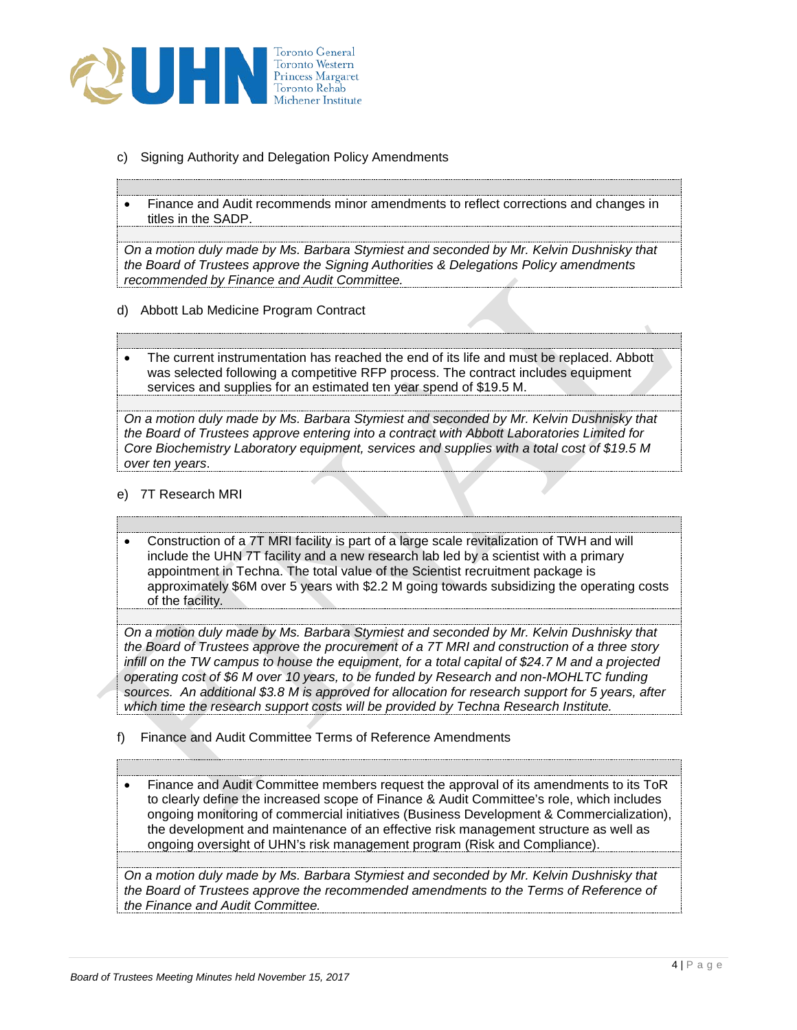c) Signing Authority and Delegation Policy Amendments

- Finance and Audit recommends minor amendments to reflect corrections and changes in titles in the SADP.

*On a motion duly made by Ms. Barbara Stymiest and seconded by Mr. Kelvin Dushnisky that the Board of Trustees approve the Signing Authorities & Delegations Policy amendments recommended by Finance and Audit Committee.*

d) Abbott Lab Medicine Program Contract

- The current instrumentation has reached the end of its life and must be replaced. Abbott was selected following a competitive RFP process. The contract includes equipment services and supplies for an estimated ten year spend of $19.5 M.

*On a motion duly made by Ms. Barbara Stymiest and seconded by Mr. Kelvin Dushnisky that the Board of Trustees approve entering into a contract with Abbott Laboratories Limited for Core Biochemistry Laboratory equipment, services and supplies with a total cost of $19.5 M over ten years*.

e) 7T Research MRI

- Construction of a 7T MRI facility is part of a large scale revitalization of TWH and will include the UHN 7T facility and a new research lab led by a scientist with a primary appointment in Techna. The total value of the Scientist recruitment package is approximately $6M over 5 years with $2.2 M going towards subsidizing the operating costs of the facility.

*On a motion duly made by Ms. Barbara Stymiest and seconded by Mr. Kelvin Dushnisky that the Board of Trustees approve the procurement of a 7T MRI and construction of a three story infill on the TW campus to house the equipment, for a total capital of $24.7 M and a projected operating cost of $6 M over 10 years, to be funded by Research and non-MOHLTC funding sources. An additional $3.8 M is approved for allocation for research support for 5 years, after which time the research support costs will be provided by Techna Research Institute.*

f) Finance and Audit Committee Terms of Reference Amendments

- Finance and Audit Committee members request the approval of its amendments to its ToR to clearly define the increased scope of Finance & Audit Committee's role, which includes ongoing monitoring of commercial initiatives (Business Development & Commercialization), the development and maintenance of an effective risk management structure as well as ongoing oversight of UHN's risk management program (Risk and Compliance).

*On a motion duly made by Ms. Barbara Stymiest and seconded by Mr. Kelvin Dushnisky that the Board of Trustees approve the recommended amendments to the Terms of Reference of the Finance and Audit Committee.*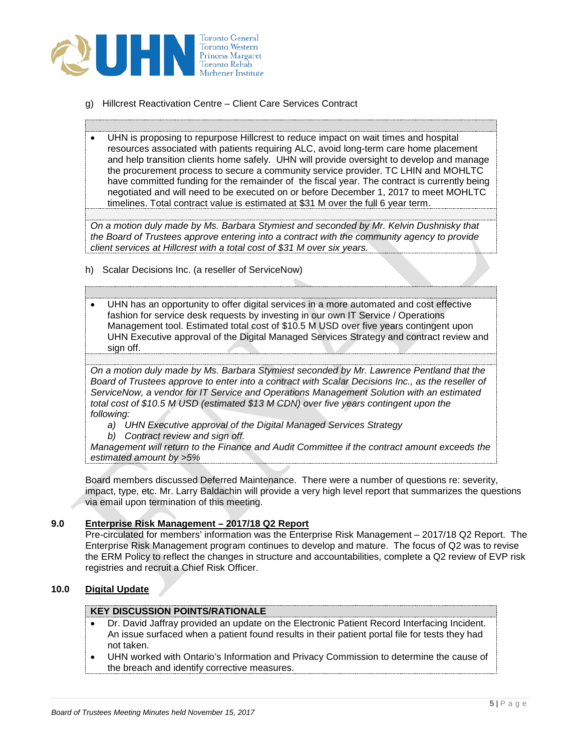g) Hillcrest Reactivation Centre – Client Care Services Contract

- UHN is proposing to repurpose Hillcrest to reduce impact on wait times and hospital resources associated with patients requiring ALC, avoid long-term care home placement and help transition clients home safely. UHN will provide oversight to develop and manage the procurement process to secure a community service provider. TC LHIN and MOHLTC have committed funding for the remainder of the fiscal year. The contract is currently being negotiated and will need to be executed on or before December 1, 2017 to meet MOHLTC timelines. Total contract value is estimated at $31 M over the full 6 year term.

*On a motion duly made by Ms. Barbara Stymiest and seconded by Mr. Kelvin Dushnisky that the Board of Trustees approve entering into a contract with the community agency to provide client services at Hillcrest with a total cost of $31 M over six years.*

h) Scalar Decisions Inc. (a reseller of ServiceNow)

- UHN has an opportunity to offer digital services in a more automated and cost effective fashion for service desk requests by investing in our own IT Service / Operations Management tool. Estimated total cost of $10.5 M USD over five years contingent upon UHN Executive approval of the Digital Managed Services Strategy and contract review and sign off.

*On a motion duly made by Ms. Barbara Stymiest seconded by Mr. Lawrence Pentland that the Board of Trustees approve to enter into a contract with Scalar Decisions Inc., as the reseller of ServiceNow, a vendor for IT Service and Operations Management Solution with an estimated total cost of $10.5 M USD (estimated $13 M CDN) over five years contingent upon the following:*

*a) UHN Executive approval of the Digital Managed Services Strategy*
*b) Contract review and sign off.*

*Management will return to the Finance and Audit Committee if the contract amount exceeds the estimated amount by >5%*

Board members discussed Deferred Maintenance. There were a number of questions re: severity, impact, type, etc. Mr. Larry Baldachin will provide a very high level report that summarizes the questions via email upon termination of this meeting.

## 9.0 Enterprise Risk Management – 2017/18 Q2 Report

Pre-circulated for members' information was the Enterprise Risk Management – 2017/18 Q2 Report. The Enterprise Risk Management program continues to develop and mature. The focus of Q2 was to revise the ERM Policy to reflect the changes in structure and accountabilities, complete a Q2 review of EVP risk registries and recruit a Chief Risk Officer.

## 10.0 Digital Update

**KEY DISCUSSION POINTS/RATIONALE**

- Dr. David Jaffray provided an update on the Electronic Patient Record Interfacing Incident. An issue surfaced when a patient found results in their patient portal file for tests they had not taken.
- UHN worked with Ontario's Information and Privacy Commission to determine the cause of the breach and identify corrective measures.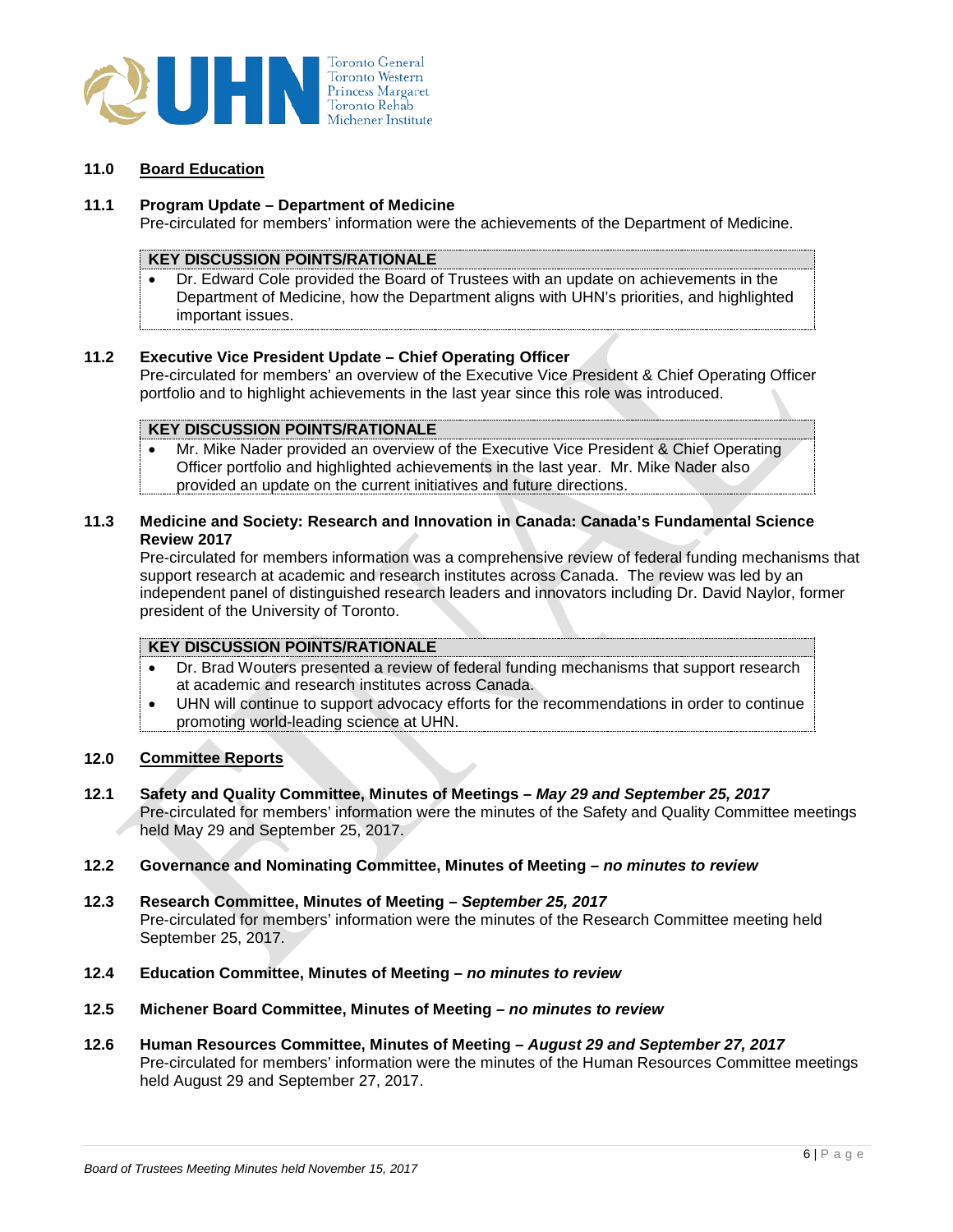## 11.0 Board Education

### 11.1 Program Update – Department of Medicine

Pre-circulated for members' information were the achievements of the Department of Medicine.

**KEY DISCUSSION POINTS/RATIONALE**

- Dr. Edward Cole provided the Board of Trustees with an update on achievements in the Department of Medicine, how the Department aligns with UHN's priorities, and highlighted important issues.

### 11.2 Executive Vice President Update – Chief Operating Officer

Pre-circulated for members' an overview of the Executive Vice President & Chief Operating Officer portfolio and to highlight achievements in the last year since this role was introduced.

**KEY DISCUSSION POINTS/RATIONALE**

- Mr. Mike Nader provided an overview of the Executive Vice President & Chief Operating Officer portfolio and highlighted achievements in the last year. Mr. Mike Nader also provided an update on the current initiatives and future directions.

### 11.3 Medicine and Society: Research and Innovation in Canada: Canada's Fundamental Science Review 2017

Pre-circulated for members information was a comprehensive review of federal funding mechanisms that support research at academic and research institutes across Canada. The review was led by an independent panel of distinguished research leaders and innovators including Dr. David Naylor, former president of the University of Toronto.

**KEY DISCUSSION POINTS/RATIONALE**

- Dr. Brad Wouters presented a review of federal funding mechanisms that support research at academic and research institutes across Canada.
- UHN will continue to support advocacy efforts for the recommendations in order to continue promoting world-leading science at UHN.

## 12.0 Committee Reports

### 12.1 Safety and Quality Committee, Minutes of Meetings – *May 29 and September 25, 2017*

Pre-circulated for members' information were the minutes of the Safety and Quality Committee meetings held May 29 and September 25, 2017.

### 12.2 Governance and Nominating Committee, Minutes of Meeting – *no minutes to review*

### 12.3 Research Committee, Minutes of Meeting – *September 25, 2017*

Pre-circulated for members' information were the minutes of the Research Committee meeting held September 25, 2017.

### 12.4 Education Committee, Minutes of Meeting – *no minutes to review*

### 12.5 Michener Board Committee, Minutes of Meeting – *no minutes to review*

### 12.6 Human Resources Committee, Minutes of Meeting – *August 29 and September 27, 2017*

Pre-circulated for members' information were the minutes of the Human Resources Committee meetings held August 29 and September 27, 2017.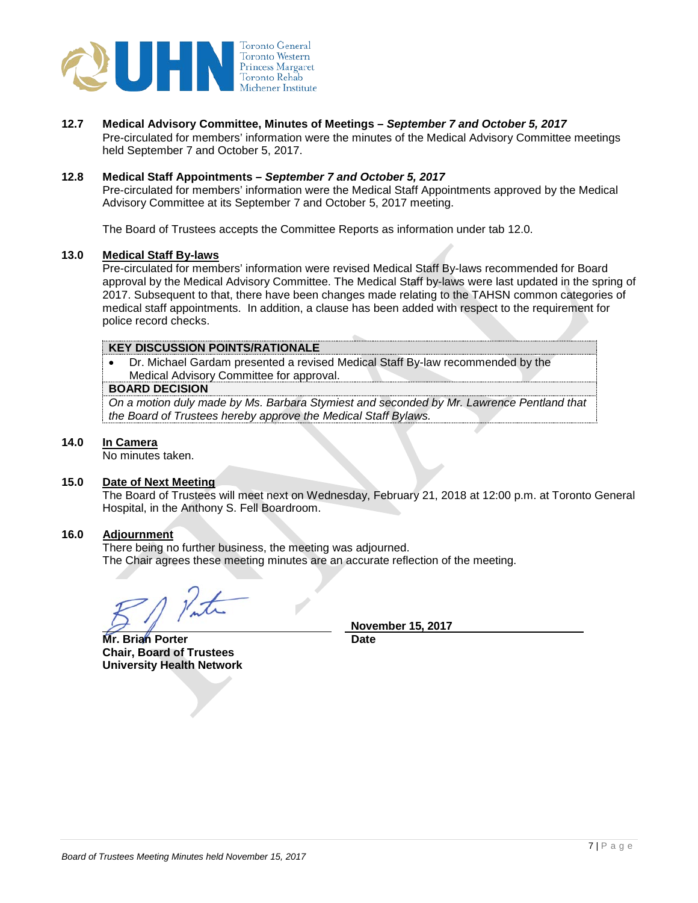**12.7 Medical Advisory Committee, Minutes of Meetings – *September 7 and October 5, 2017***

Pre-circulated for members' information were the minutes of the Medical Advisory Committee meetings held September 7 and October 5, 2017.

**12.8 Medical Staff Appointments – *September 7 and October 5, 2017***

Pre-circulated for members' information were the Medical Staff Appointments approved by the Medical Advisory Committee at its September 7 and October 5, 2017 meeting.

The Board of Trustees accepts the Committee Reports as information under tab 12.0.

## 13.0 Medical Staff By-laws

Pre-circulated for members' information were revised Medical Staff By-laws recommended for Board approval by the Medical Advisory Committee. The Medical Staff by-laws were last updated in the spring of 2017. Subsequent to that, there have been changes made relating to the TAHSN common categories of medical staff appointments. In addition, a clause has been added with respect to the requirement for police record checks.

| KEY DISCUSSION POINTS/RATIONALE |
|---|
| • Dr. Michael Gardam presented a revised Medical Staff By-law recommended by the Medical Advisory Committee for approval. |
| **BOARD DECISION** |
| *On a motion duly made by Ms. Barbara Stymiest and seconded by Mr. Lawrence Pentland that the Board of Trustees hereby approve the Medical Staff Bylaws.* |

## 14.0 In Camera

No minutes taken.

## 15.0 Date of Next Meeting

The Board of Trustees will meet next on Wednesday, February 21, 2018 at 12:00 p.m. at Toronto General Hospital, in the Anthony S. Fell Boardroom.

## 16.0 Adjournment

There being no further business, the meeting was adjourned.
The Chair agrees these meeting minutes are an accurate reflection of the meeting.

**Mr. Brian Porter**
**Chair, Board of Trustees**
**University Health Network**

**November 15, 2017**
**Date**